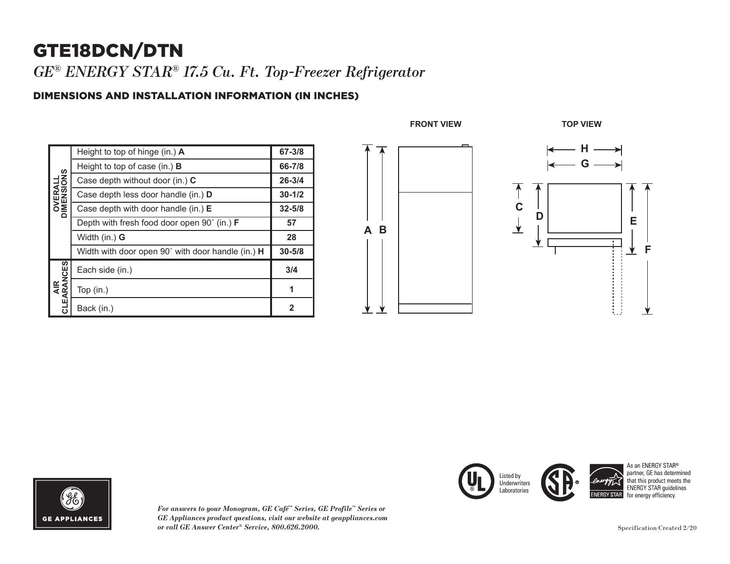# GTE18DCN/DTN

*GE® ENERGY STAR® 17.5 Cu. Ft. Top-Freezer Refrigerator*

## DIMENSIONS AND INSTALLATION INFORMATION (IN INCHES)

FRONT VIEW

TOP VIEW

| | | |
|---|---|---|
| OVERALL DIMENSIONS | Height to top of hinge (in.) **A** | **67-3/8** |
| | Height to top of case (in.) **B** | **66-7/8** |
| | Case depth without door (in.) **C** | **26-3/4** |
| | Case depth less door handle (in.) **D** | **30-1/2** |
| | Case depth with door handle (in.) **E** | **32-5/8** |
| | Depth with fresh food door open 90˚ (in.) **F** | **57** |
| | Width (in.) **G** | **28** |
| | Width with door open 90˚ with door handle (in.) **H** | **30-5/8** |
| AIR CLEARANCES | Each side (in.) | **3/4** |
| | Top (in.) | **1** |
| | Back (in.) | **2** |

GE APPLIANCES

Listed by Underwriters Laboratories

As an ENERGY STAR® partner, GE has determined that this product meets the ENERGY STAR guidelines for energy efficiency.

***For answers to your Monogram, GE Café™ Series, GE Profile™ Series or GE Appliances product questions, visit our website at geappliances.com or call GE Answer Center® Service, 800.626.2000.***

Specification Created 2/20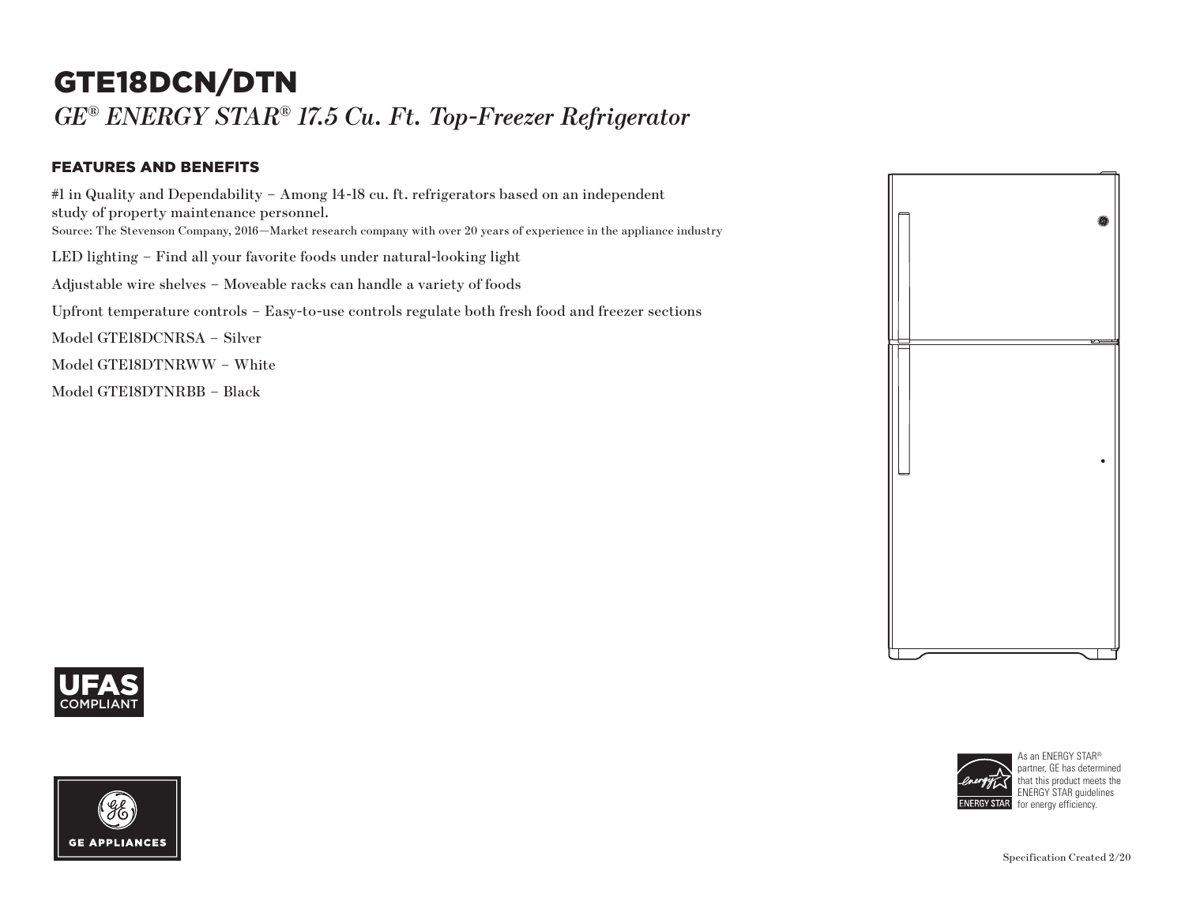# GTE18DCN/DTN

## *GE® ENERGY STAR® 17.5 Cu. Ft. Top-Freezer Refrigerator*

### FEATURES AND BENEFITS

#1 in Quality and Dependability – Among 14-18 cu. ft. refrigerators based on an independent study of property maintenance personnel.
Source: The Stevenson Company, 2016—Market research company with over 20 years of experience in the appliance industry

LED lighting – Find all your favorite foods under natural-looking light

Adjustable wire shelves – Moveable racks can handle a variety of foods

Upfront temperature controls – Easy-to-use controls regulate both fresh food and freezer sections

Model GTE18DCNRSA – Silver

Model GTE18DTNRWW – White

Model GTE18DTNRBB – Black

UFAS COMPLIANT

GE APPLIANCES

As an ENERGY STAR® partner, GE has determined that this product meets the ENERGY STAR guidelines for energy efficiency.

Specification Created 2/20